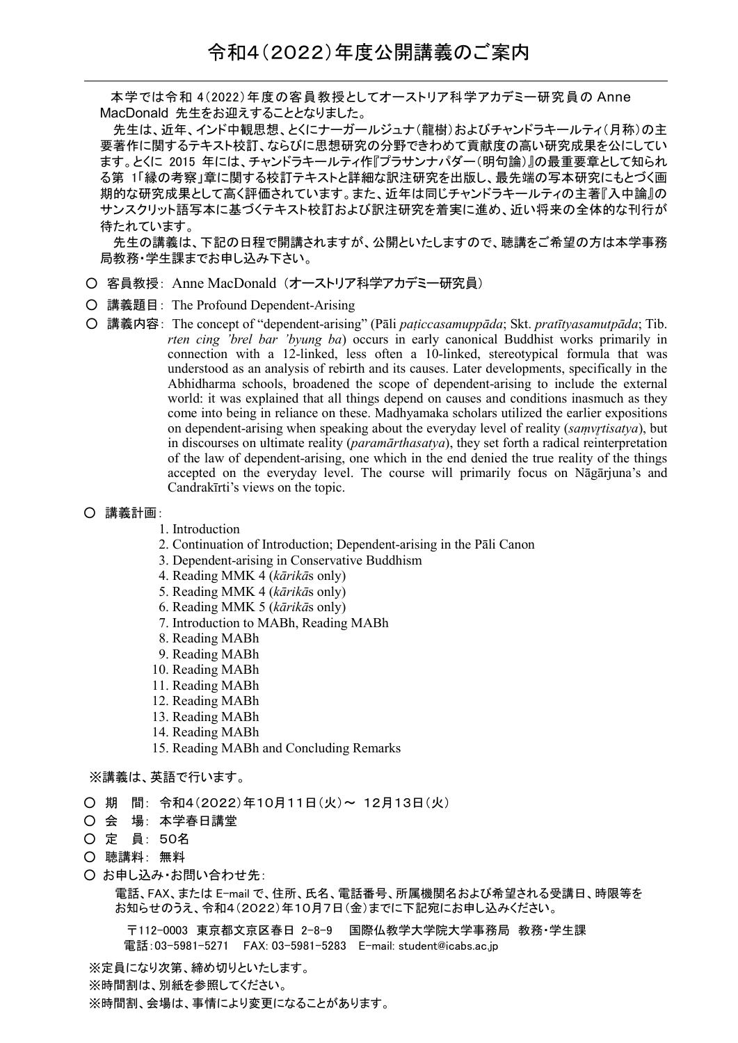# 令和4（2022）年度公開講義のご案内

本学では令和 4（2022）年度の客員教授としてオーストリア科学アカデミー研究員の Anne MacDonald 先生をお迎えすることとなりました。

先生は、近年、インド中観思想、とくにナーガールジュナ（龍樹）およびチャンドラキールティ（月称）の主要著作に関するテキスト校訂、ならびに思想研究の分野できわめて貢献度の高い研究成果を公にしています。とくに 2015 年には、チャンドラキールティ作『プラサンナパダー（明句論）』の最重要章として知られる第 1「縁の考察」章に関する校訂テキストと詳細な訳注研究を出版し、最先端の写本研究にもとづく画期的な研究成果として高く評価されています。また、近年は同じチャンドラキールティの主著『入中論』のサンスクリット語写本に基づくテキスト校訂および訳注研究を着実に進め、近い将来の全体的な刊行が待たれています。

先生の講義は、下記の日程で開講されますが、公開といたしますので、聴講をご希望の方は本学事務局教務・学生課までお申し込み下さい。

- ○ 客員教授： Anne MacDonald（オーストリア科学アカデミー研究員）
- ○ 講義題目： The Profound Dependent-Arising
- ○ 講義内容： The concept of “dependent-arising” (Pāli *paṭiccasamuppāda*; Skt. *pratītyasamutpāda*; Tib. *rten cing ’brel bar ’byung ba*) occurs in early canonical Buddhist works primarily in connection with a 12-linked, less often a 10-linked, stereotypical formula that was understood as an analysis of rebirth and its causes. Later developments, specifically in the Abhidharma schools, broadened the scope of dependent-arising to include the external world: it was explained that all things depend on causes and conditions inasmuch as they come into being in reliance on these. Madhyamaka scholars utilized the earlier expositions on dependent-arising when speaking about the everyday level of reality (*saṃvṛtisatya*), but in discourses on ultimate reality (*paramārthasatya*), they set forth a radical reinterpretation of the law of dependent-arising, one which in the end denied the true reality of the things accepted on the everyday level. The course will primarily focus on Nāgārjuna’s and Candrakīrti’s views on the topic.
- ○ 講義計画：
  1. Introduction
  2. Continuation of Introduction; Dependent-arising in the Pāli Canon
  3. Dependent-arising in Conservative Buddhism
  4. Reading MMK 4 (*kārikā*s only)
  5. Reading MMK 4 (*kārikā*s only)
  6. Reading MMK 5 (*kārikā*s only)
  7. Introduction to MABh, Reading MABh
  8. Reading MABh
  9. Reading MABh
  10. Reading MABh
  11. Reading MABh
  12. Reading MABh
  13. Reading MABh
  14. Reading MABh
  15. Reading MABh and Concluding Remarks

※講義は、英語で行います。

- ○ 期　間： 令和4（2022）年10月11日（火）～ 12月13日（火）
- ○ 会　場： 本学春日講堂
- ○ 定　員： 50名
- ○ 聴講料： 無料
- ○ お申し込み・お問い合わせ先：

  電話、FAX、または E-mail で、住所、氏名、電話番号、所属機関名および希望される受講日、時限等をお知らせのうえ、令和4（2022）年10月7日（金）までに下記宛にお申し込みください。

  〒112-0003 東京都文京区春日 2-8-9　国際仏教学大学院大学事務局 教務・学生課
  電話：03-5981-5271　FAX: 03-5981-5283　E-mail: student@icabs.ac.jp

※定員になり次第、締め切りといたします。
※時間割は、別紙を参照してください。
※時間割、会場は、事情により変更になることがあります。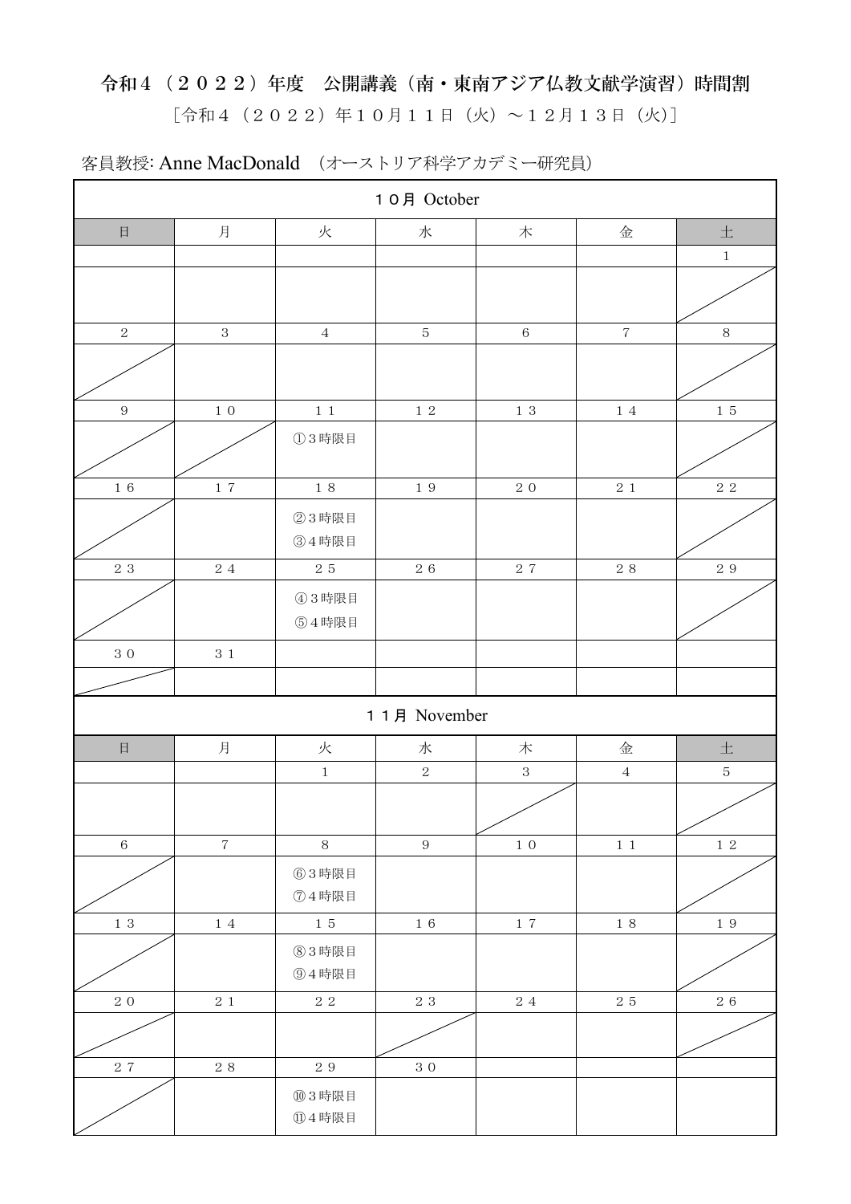# 令和４（２０２２）年度　公開講義（南・東南アジア仏教文献学演習）時間割

［令和４（２０２２）年１０月１１日（火）～１２月１３日（火)］

客員教授: Anne MacDonald　（オーストリア科学アカデミー研究員）

**１０月 October**

| 日 | 月 | 火 | 水 | 木 | 金 | 土 |
|---|---|---|---|---|---|---|
| | | | | | | 1 |
| | | | | | | |
| 2 | 3 | 4 | 5 | 6 | 7 | 8 |
| | | | | | | |
| 9 | １０ | １１ | １２ | １３ | １４ | １５ |
| | | ①３時限目 | | | | |
| １６ | １７ | １８ | １９ | ２０ | ２１ | ２２ |
| | | ②３時限目<br>③４時限目 | | | | |
| ２３ | ２４ | ２５ | ２６ | ２７ | ２８ | ２９ |
| | | ④３時限目<br>⑤４時限目 | | | | |
| ３０ | ３１ | | | | | |
| | | | | | | |

**１１月 November**

| 日 | 月 | 火 | 水 | 木 | 金 | 土 |
|---|---|---|---|---|---|---|
| | | 1 | 2 | 3 | 4 | 5 |
| | | | | | | |
| 6 | 7 | 8 | 9 | １０ | １１ | １２ |
| | | ⑥３時限目<br>⑦４時限目 | | | | |
| １３ | １４ | １５ | １６ | １７ | １８ | １９ |
| | | ⑧３時限目<br>⑨４時限目 | | | | |
| ２０ | ２１ | ２２ | ２３ | ２４ | ２５ | ２６ |
| | | | | | | |
| ２７ | ２８ | ２９ | ３０ | | | |
| | | ⑩３時限目<br>⑪４時限目 | | | | |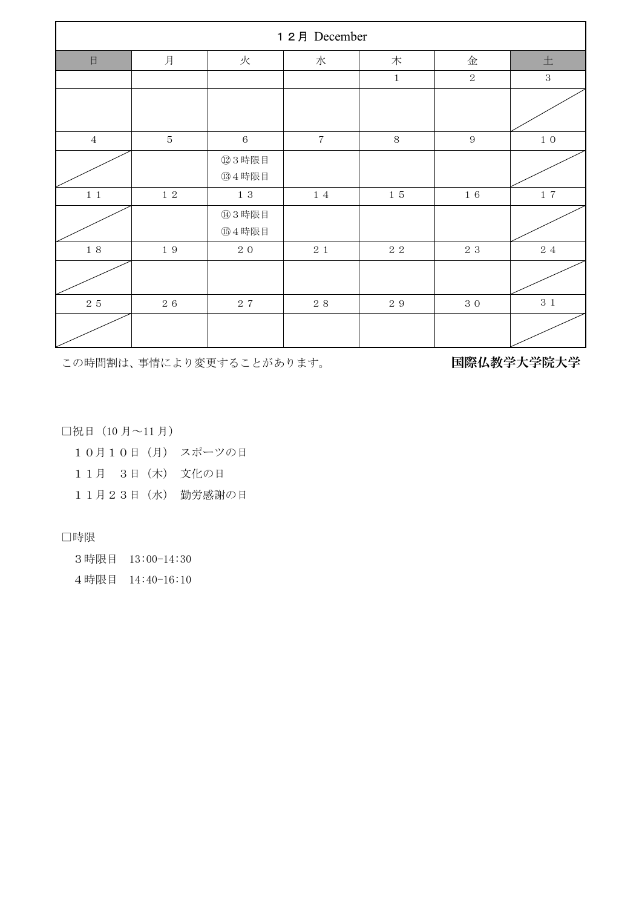| １２月 December | | | | | | |
|---|---|---|---|---|---|---|
| 日 | 月 | 火 | 水 | 木 | 金 | 土 |
| | | | | 1 | 2 | 3 |
| | | | | | | |
| 4 | 5 | 6 | 7 | 8 | 9 | １０ |
| | | ⑫３時限目<br>⑬４時限目 | | | | |
| １１ | １２ | １３ | １４ | １５ | １６ | １７ |
| | | ⑭３時限目<br>⑮４時限目 | | | | |
| １８ | １９ | ２０ | ２１ | ２２ | ２３ | ２４ |
| | | | | | | |
| ２５ | ２６ | ２７ | ２８ | ２９ | ３０ | ３１ |
| | | | | | | |

この時間割は、事情により変更することがあります。

**国際仏教学大学院大学**

□祝日（10 月～11 月）

１０月１０日（月） スポーツの日

１１月　３日（木） 文化の日

１１月２３日（水） 勤労感謝の日

□時限

３時限目　13:00-14:30

４時限目　14:40-16:10